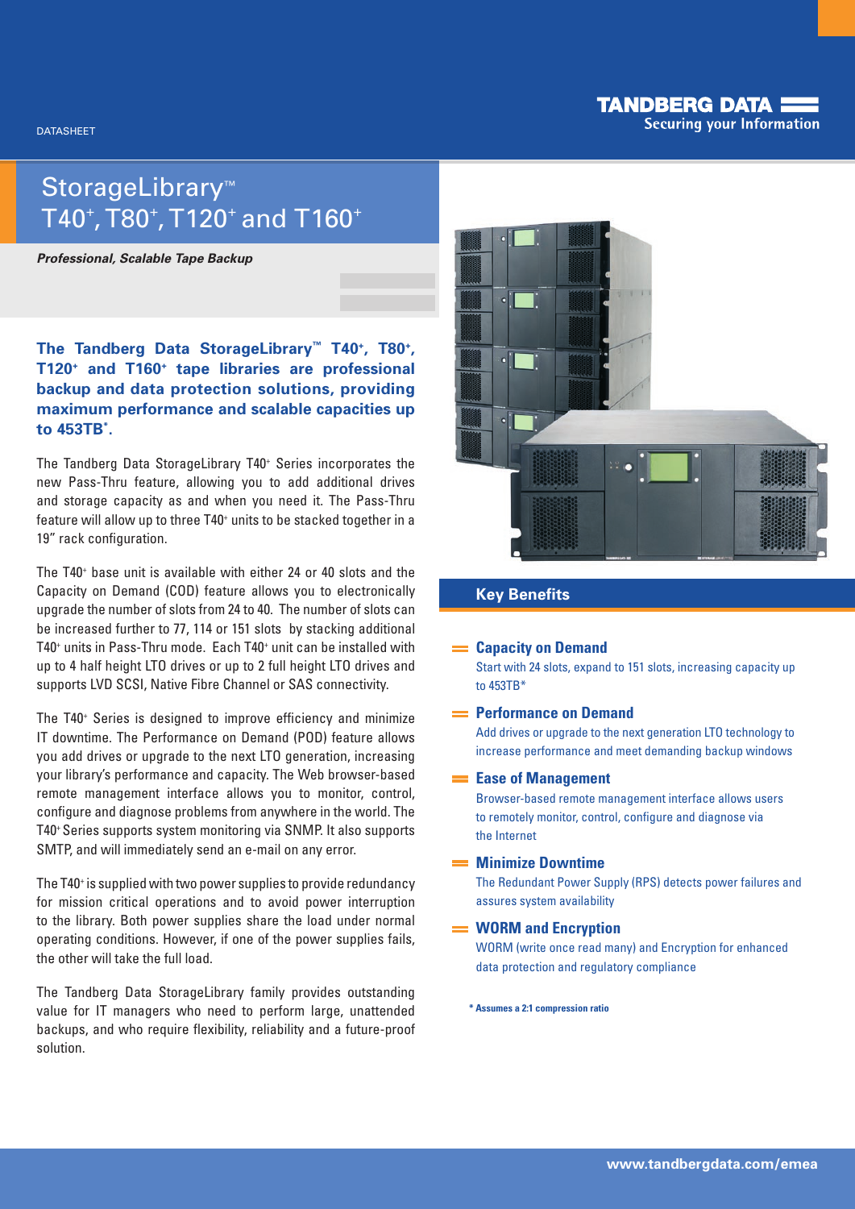DATASHEET

TANDBERG DATA
Securing your Information

# StorageLibrary™ T40⁺, T80⁺, T120⁺ and T160⁺

***Professional, Scalable Tape Backup***

**The Tandberg Data StorageLibrary™ T40⁺, T80⁺, T120⁺ and T160⁺ tape libraries are professional backup and data protection solutions, providing maximum performance and scalable capacities up to 453TB\*.**

The Tandberg Data StorageLibrary T40⁺ Series incorporates the new Pass-Thru feature, allowing you to add additional drives and storage capacity as and when you need it. The Pass-Thru feature will allow up to three T40⁺ units to be stacked together in a 19" rack configuration.

The T40⁺ base unit is available with either 24 or 40 slots and the Capacity on Demand (COD) feature allows you to electronically upgrade the number of slots from 24 to 40. The number of slots can be increased further to 77, 114 or 151 slots by stacking additional T40⁺ units in Pass-Thru mode. Each T40⁺ unit can be installed with up to 4 half height LTO drives or up to 2 full height LTO drives and supports LVD SCSI, Native Fibre Channel or SAS connectivity.

The T40⁺ Series is designed to improve efficiency and minimize IT downtime. The Performance on Demand (POD) feature allows you add drives or upgrade to the next LTO generation, increasing your library's performance and capacity. The Web browser-based remote management interface allows you to monitor, control, configure and diagnose problems from anywhere in the world. The T40⁺ Series supports system monitoring via SNMP. It also supports SMTP, and will immediately send an e-mail on any error.

The T40⁺ is supplied with two power supplies to provide redundancy for mission critical operations and to avoid power interruption to the library. Both power supplies share the load under normal operating conditions. However, if one of the power supplies fails, the other will take the full load.

The Tandberg Data StorageLibrary family provides outstanding value for IT managers who need to perform large, unattended backups, and who require flexibility, reliability and a future-proof solution.

## Key Benefits

### Capacity on Demand
Start with 24 slots, expand to 151 slots, increasing capacity up to 453TB*

### Performance on Demand
Add drives or upgrade to the next generation LTO technology to increase performance and meet demanding backup windows

### Ease of Management
Browser-based remote management interface allows users to remotely monitor, control, configure and diagnose via the Internet

### Minimize Downtime
The Redundant Power Supply (RPS) detects power failures and assures system availability

### WORM and Encryption
WORM (write once read many) and Encryption for enhanced data protection and regulatory compliance

**\* Assumes a 2:1 compression ratio**

www.tandbergdata.com/emea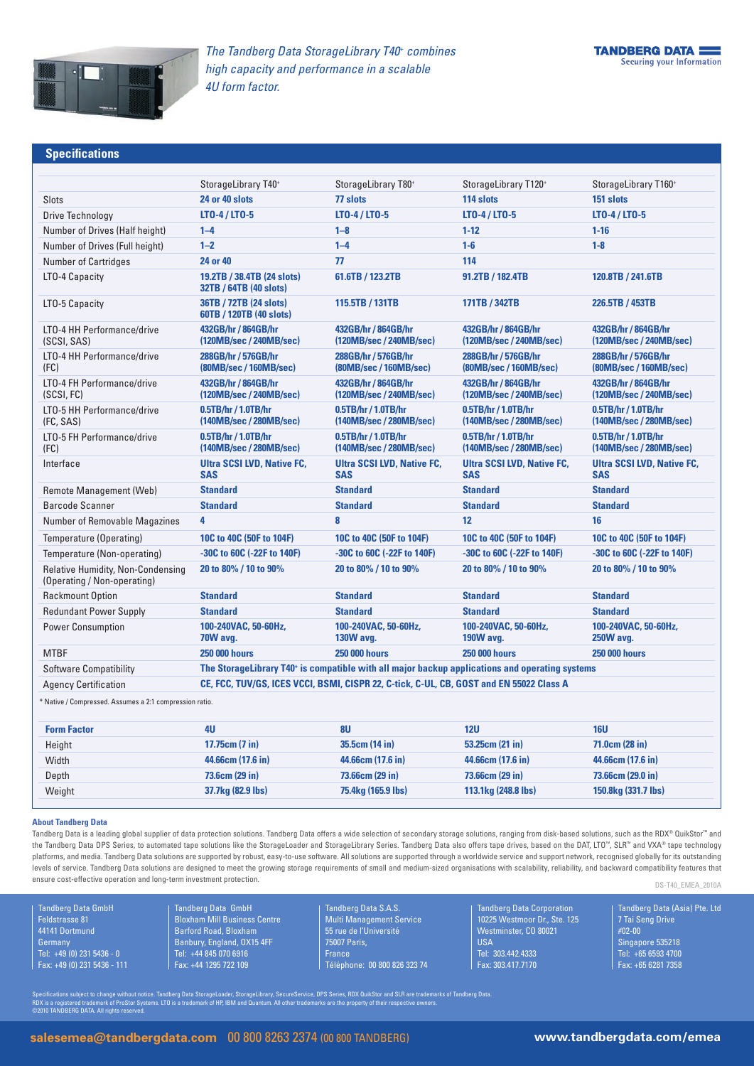*The Tandberg Data StorageLibrary T40+ combines high capacity and performance in a scalable 4U form factor.*

TANDBERG DATA
Securing your Information

## Specifications

| | StorageLibrary T40+ | StorageLibrary T80+ | StorageLibrary T120+ | StorageLibrary T160+ |
|---|---|---|---|---|
| Slots | **24 or 40 slots** | **77 slots** | **114 slots** | **151 slots** |
| Drive Technology | **LTO-4 / LTO-5** | **LTO-4 / LTO-5** | **LTO-4 / LTO-5** | **LTO-4 / LTO-5** |
| Number of Drives (Half height) | **1–4** | **1–8** | **1-12** | **1-16** |
| Number of Drives (Full height) | **1–2** | **1–4** | **1-6** | **1-8** |
| Number of Cartridges | **24 or 40** | **77** | **114** | |
| LTO-4 Capacity | **19.2TB / 38.4TB (24 slots) 32TB / 64TB (40 slots)** | **61.6TB / 123.2TB** | **91.2TB / 182.4TB** | **120.8TB / 241.6TB** |
| LTO-5 Capacity | **36TB / 72TB (24 slots) 60TB / 120TB (40 slots)** | **115.5TB / 131TB** | **171TB / 342TB** | **226.5TB / 453TB** |
| LTO-4 HH Performance/drive (SCSI, SAS) | **432GB/hr / 864GB/hr (120MB/sec / 240MB/sec)** | **432GB/hr / 864GB/hr (120MB/sec / 240MB/sec)** | **432GB/hr / 864GB/hr (120MB/sec / 240MB/sec)** | **432GB/hr / 864GB/hr (120MB/sec / 240MB/sec)** |
| LTO-4 HH Performance/drive (FC) | **288GB/hr / 576GB/hr (80MB/sec / 160MB/sec)** | **288GB/hr / 576GB/hr (80MB/sec / 160MB/sec)** | **288GB/hr / 576GB/hr (80MB/sec / 160MB/sec)** | **288GB/hr / 576GB/hr (80MB/sec / 160MB/sec)** |
| LTO-4 FH Performance/drive (SCSI, FC) | **432GB/hr / 864GB/hr (120MB/sec / 240MB/sec)** | **432GB/hr / 864GB/hr (120MB/sec / 240MB/sec)** | **432GB/hr / 864GB/hr (120MB/sec / 240MB/sec)** | **432GB/hr / 864GB/hr (120MB/sec / 240MB/sec)** |
| LTO-5 HH Performance/drive (FC, SAS) | **0.5TB/hr / 1.0TB/hr (140MB/sec / 280MB/sec)** | **0.5TB/hr / 1.0TB/hr (140MB/sec / 280MB/sec)** | **0.5TB/hr / 1.0TB/hr (140MB/sec / 280MB/sec)** | **0.5TB/hr / 1.0TB/hr (140MB/sec / 280MB/sec)** |
| LTO-5 FH Performance/drive (FC) | **0.5TB/hr / 1.0TB/hr (140MB/sec / 280MB/sec)** | **0.5TB/hr / 1.0TB/hr (140MB/sec / 280MB/sec)** | **0.5TB/hr / 1.0TB/hr (140MB/sec / 280MB/sec)** | **0.5TB/hr / 1.0TB/hr (140MB/sec / 280MB/sec)** |
| Interface | **Ultra SCSI LVD, Native FC, SAS** | **Ultra SCSI LVD, Native FC, SAS** | **Ultra SCSI LVD, Native FC, SAS** | **Ultra SCSI LVD, Native FC, SAS** |
| Remote Management (Web) | **Standard** | **Standard** | **Standard** | **Standard** |
| Barcode Scanner | **Standard** | **Standard** | **Standard** | **Standard** |
| Number of Removable Magazines | **4** | **8** | **12** | **16** |
| Temperature (Operating) | **10C to 40C (50F to 104F)** | **10C to 40C (50F to 104F)** | **10C to 40C (50F to 104F)** | **10C to 40C (50F to 104F)** |
| Temperature (Non-operating) | **-30C to 60C (-22F to 140F)** | **-30C to 60C (-22F to 140F)** | **-30C to 60C (-22F to 140F)** | **-30C to 60C (-22F to 140F)** |
| Relative Humidity, Non-Condensing (Operating / Non-operating) | **20 to 80% / 10 to 90%** | **20 to 80% / 10 to 90%** | **20 to 80% / 10 to 90%** | **20 to 80% / 10 to 90%** |
| Rackmount Option | **Standard** | **Standard** | **Standard** | **Standard** |
| Redundant Power Supply | **Standard** | **Standard** | **Standard** | **Standard** |
| Power Consumption | **100-240VAC, 50-60Hz, 70W avg.** | **100-240VAC, 50-60Hz, 130W avg.** | **100-240VAC, 50-60Hz, 190W avg.** | **100-240VAC, 50-60Hz, 250W avg.** |
| MTBF | **250 000 hours** | **250 000 hours** | **250 000 hours** | **250 000 hours** |
| Software Compatibility | **The StorageLibrary T40+ is compatible with all major backup applications and operating systems** | | | |
| Agency Certification | **CE, FCC, TUV/GS, ICES VCCI, BSMI, CISPR 22, C-tick, C-UL, CB, GOST and EN 55022 Class A** | | | |

\* Native / Compressed. Assumes a 2:1 compression ratio.

| **Form Factor** | **4U** | **8U** | **12U** | **16U** |
|---|---|---|---|---|
| Height | **17.75cm (7 in)** | **35.5cm (14 in)** | **53.25cm (21 in)** | **71.0cm (28 in)** |
| Width | **44.66cm (17.6 in)** | **44.66cm (17.6 in)** | **44.66cm (17.6 in)** | **44.66cm (17.6 in)** |
| Depth | **73.6cm (29 in)** | **73.66cm (29 in)** | **73.66cm (29 in)** | **73.66cm (29.0 in)** |
| Weight | **37.7kg (82.9 lbs)** | **75.4kg (165.9 lbs)** | **113.1kg (248.8 lbs)** | **150.8kg (331.7 lbs)** |

**About Tandberg Data**

Tandberg Data is a leading global supplier of data protection solutions. Tandberg Data offers a wide selection of secondary storage solutions, ranging from disk-based solutions, such as the RDX® QuikStor™ and the Tandberg Data DPS Series, to automated tape solutions like the StorageLoader and StorageLibrary Series. Tandberg Data also offers tape drives, based on the DAT, LTO™, SLR™ and VXA® tape technology platforms, and media. Tandberg Data solutions are supported by robust, easy-to-use software. All solutions are supported through a worldwide service and support network, recognised globally for its outstanding levels of service. Tandberg Data solutions are designed to meet the growing storage requirements of small and medium-sized organisations with scalability, reliability, and backward compatibility features that ensure cost-effective operation and long-term investment protection.

DS-T40_EMEA_2010A

Tandberg Data GmbH
Feldstrasse 81
44141 Dortmund
Germany
Tel: +49 (0) 231 5436 - 0
Fax: +49 (0) 231 5436 - 111

Tandberg Data GmbH
Bloxham Mill Business Centre
Barford Road, Bloxham
Banbury, England, OX15 4FF
Tel: +44 845 070 6916
Fax: +44 1295 722 109

Tandberg Data S.A.S.
Multi Management Service
55 rue de l'Université
75007 Paris,
France
Téléphone: 00 800 826 323 74

Tandberg Data Corporation
10225 Westmoor Dr., Ste. 125
Westminster, CO 80021
USA
Tel: 303.442.4333
Fax: 303.417.7170

Tandberg Data (Asia) Pte. Ltd
7 Tai Seng Drive
#02-00
Singapore 535218
Tel: +65 6593 4700
Fax: +65 6281 7358

Specifications subject to change without notice. Tandberg Data StorageLoader, StorageLibrary, SecureService, DPS Series, RDX QuikStor and SLR are trademarks of Tandberg Data.
RDX is a registered trademark of ProStor Systems. LTO is a trademark of HP, IBM and Quantum. All other trademarks are the property of their respective owners.
©2010 TANDBERG DATA. All rights reserved.

**salesemea@tandbergdata.com** 00 800 8263 2374 (00 800 TANDBERG) **www.tandbergdata.com/emea**